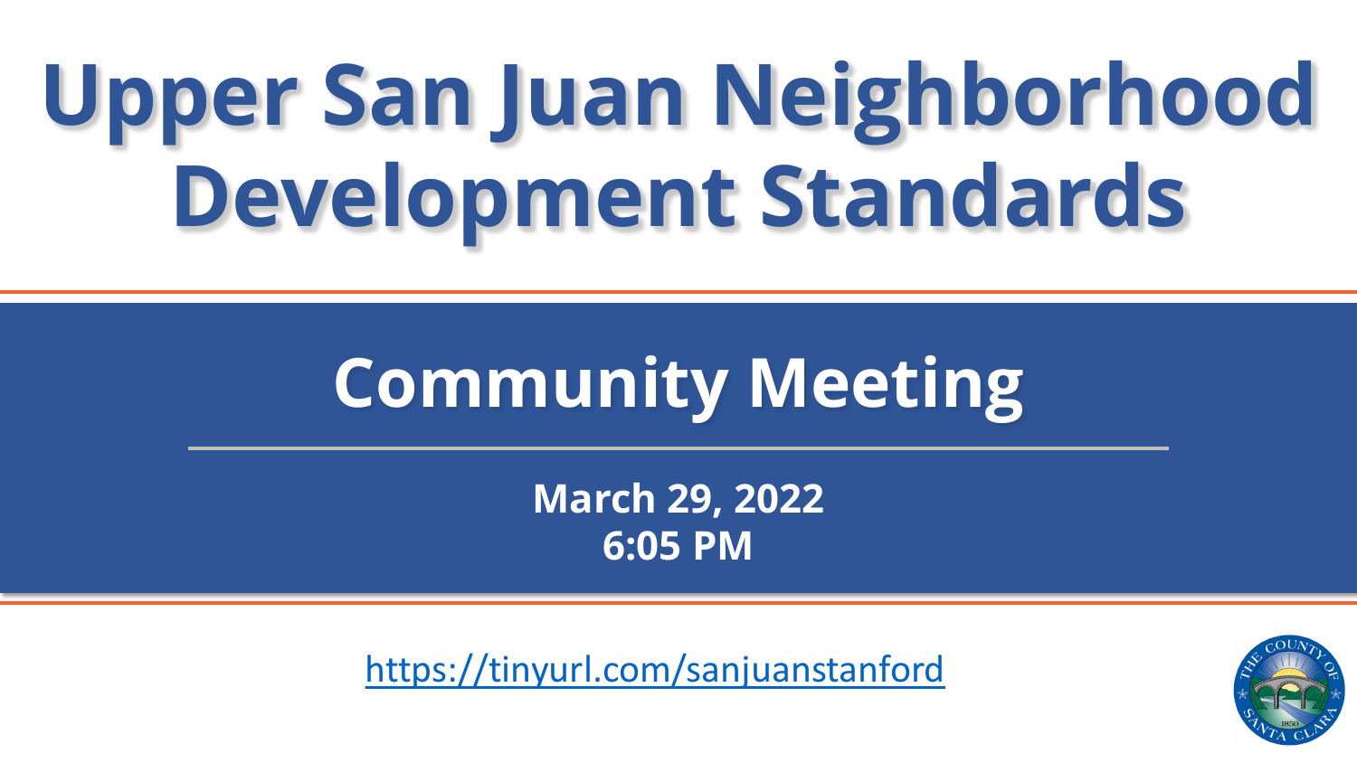# Upper San Juan Neighborhood Development Standards

## Community Meeting

**March 29, 2022**
**6:05 PM**

https://tinyurl.com/sanjuanstanford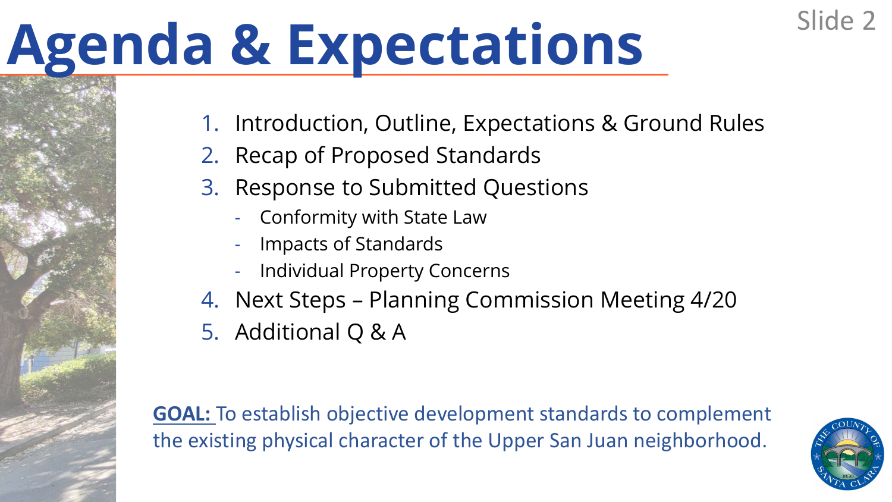# Agenda & Expectations

1. Introduction, Outline, Expectations & Ground Rules
2. Recap of Proposed Standards
3. Response to Submitted Questions
   - Conformity with State Law
   - Impacts of Standards
   - Individual Property Concerns
4. Next Steps – Planning Commission Meeting 4/20
5. Additional Q & A

**GOAL:** To establish objective development standards to complement the existing physical character of the Upper San Juan neighborhood.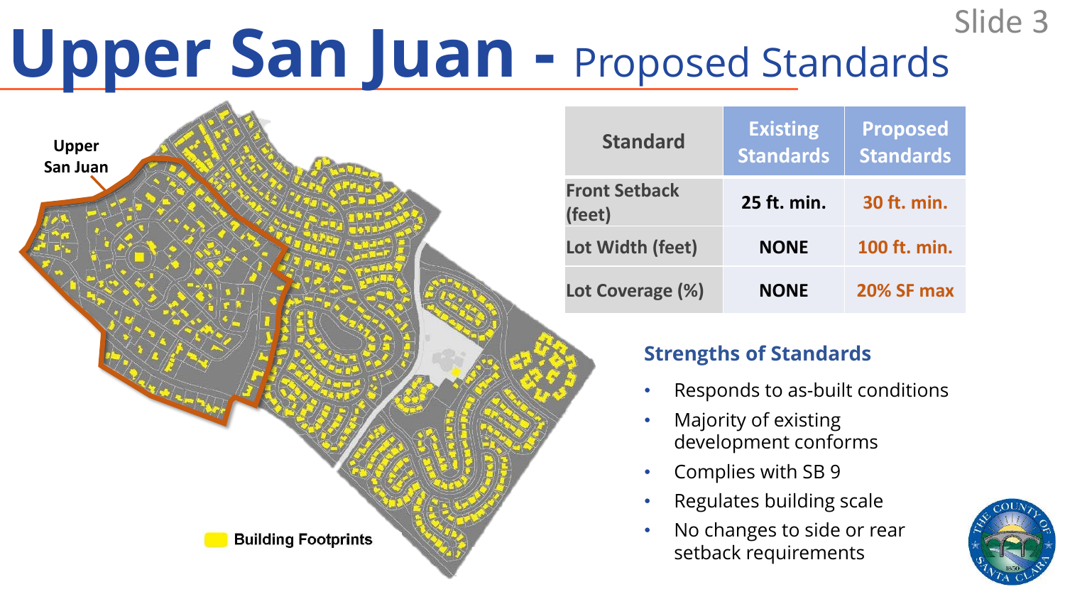# Upper San Juan - Proposed Standards

Upper San Juan

Building Footprints

| Standard | Existing Standards | Proposed Standards |
| --- | --- | --- |
| Front Setback (feet) | 25 ft. min. | 30 ft. min. |
| Lot Width (feet) | NONE | 100 ft. min. |
| Lot Coverage (%) | NONE | 20% SF max |

### Strengths of Standards

- Responds to as-built conditions
- Majority of existing development conforms
- Complies with SB 9
- Regulates building scale
- No changes to side or rear setback requirements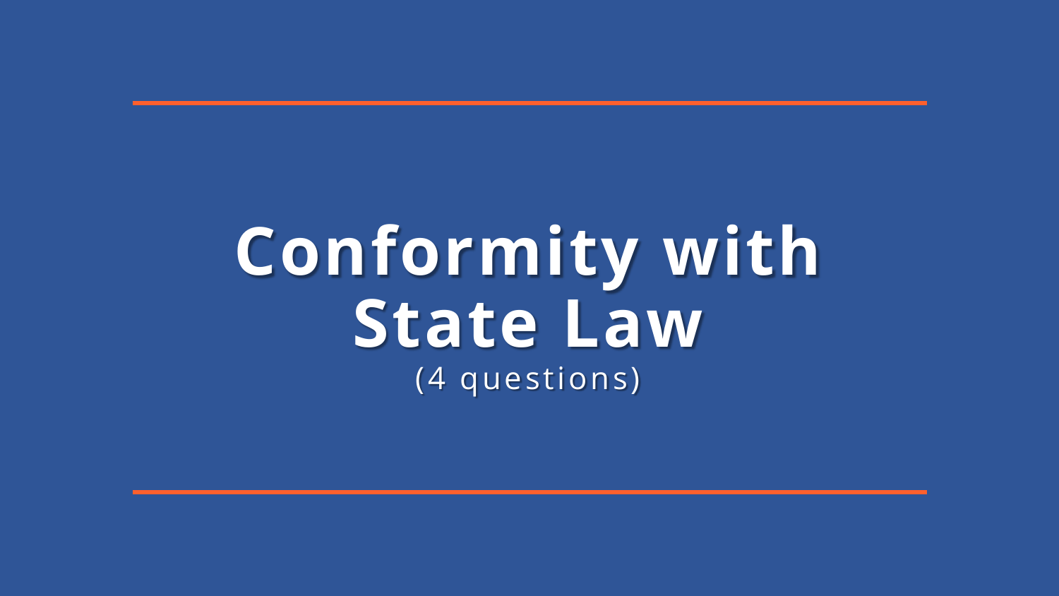# Conformity with State Law

(4 questions)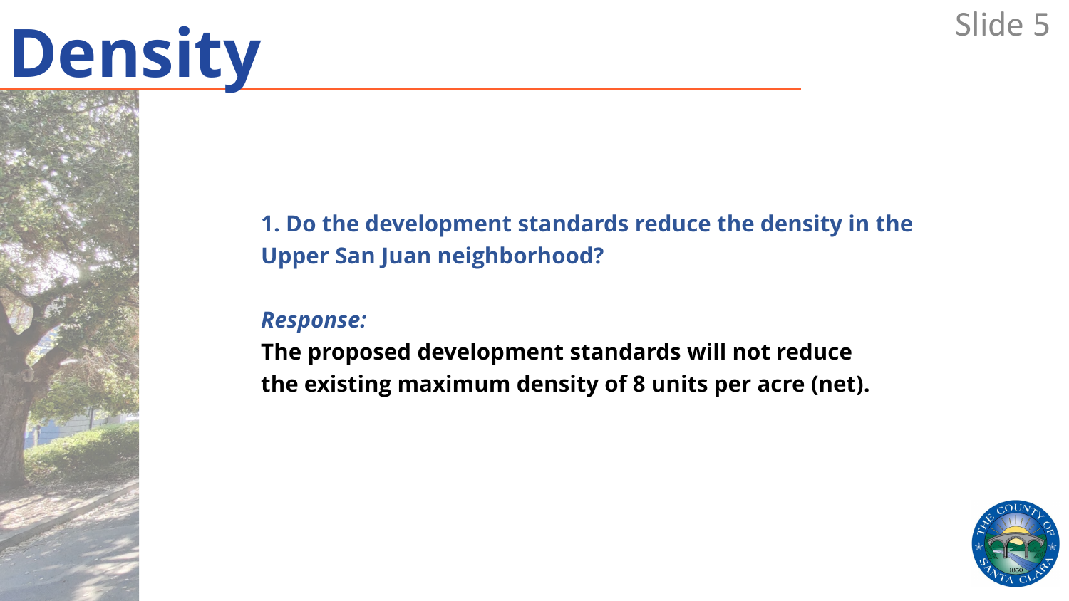# Density

**1. Do the development standards reduce the density in the Upper San Juan neighborhood?**

***Response:***

**The proposed development standards will not reduce the existing maximum density of 8 units per acre (net).**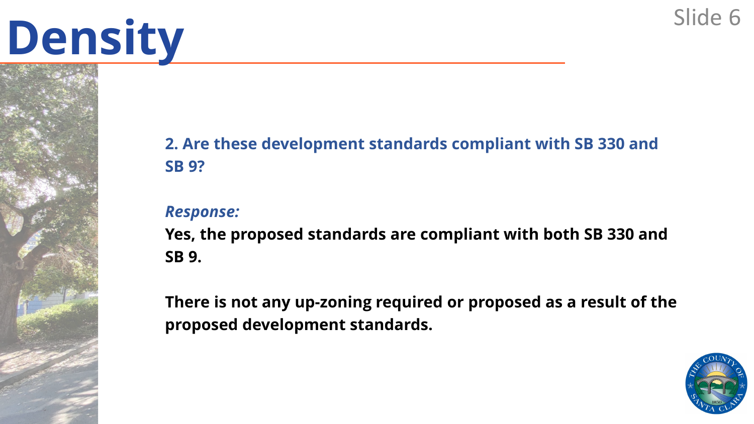# Density

**2. Are these development standards compliant with SB 330 and SB 9?**

***Response:***

**Yes, the proposed standards are compliant with both SB 330 and SB 9.**

**There is not any up-zoning required or proposed as a result of the proposed development standards.**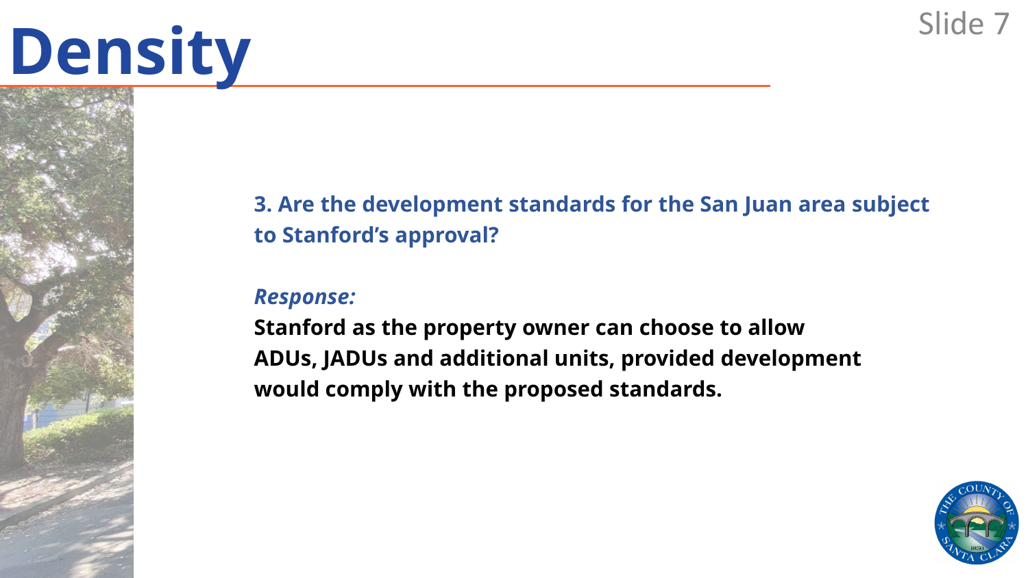# Density

**3. Are the development standards for the San Juan area subject to Stanford's approval?**

***Response:***

**Stanford as the property owner can choose to allow ADUs, JADUs and additional units, provided development would comply with the proposed standards.**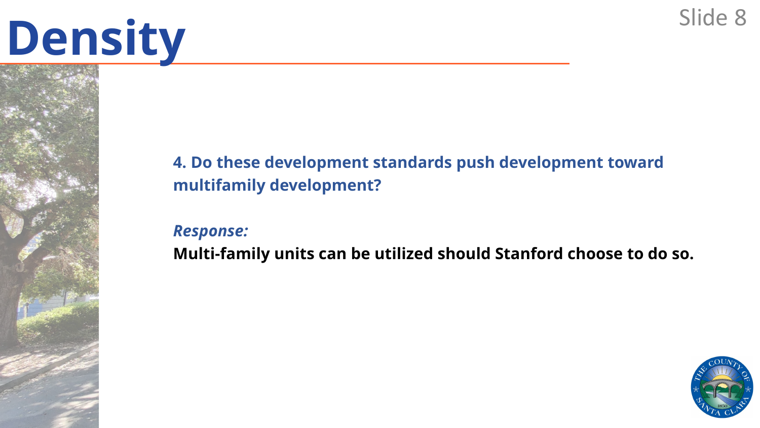# Density

**4. Do these development standards push development toward multifamily development?**

***Response:***

**Multi-family units can be utilized should Stanford choose to do so.**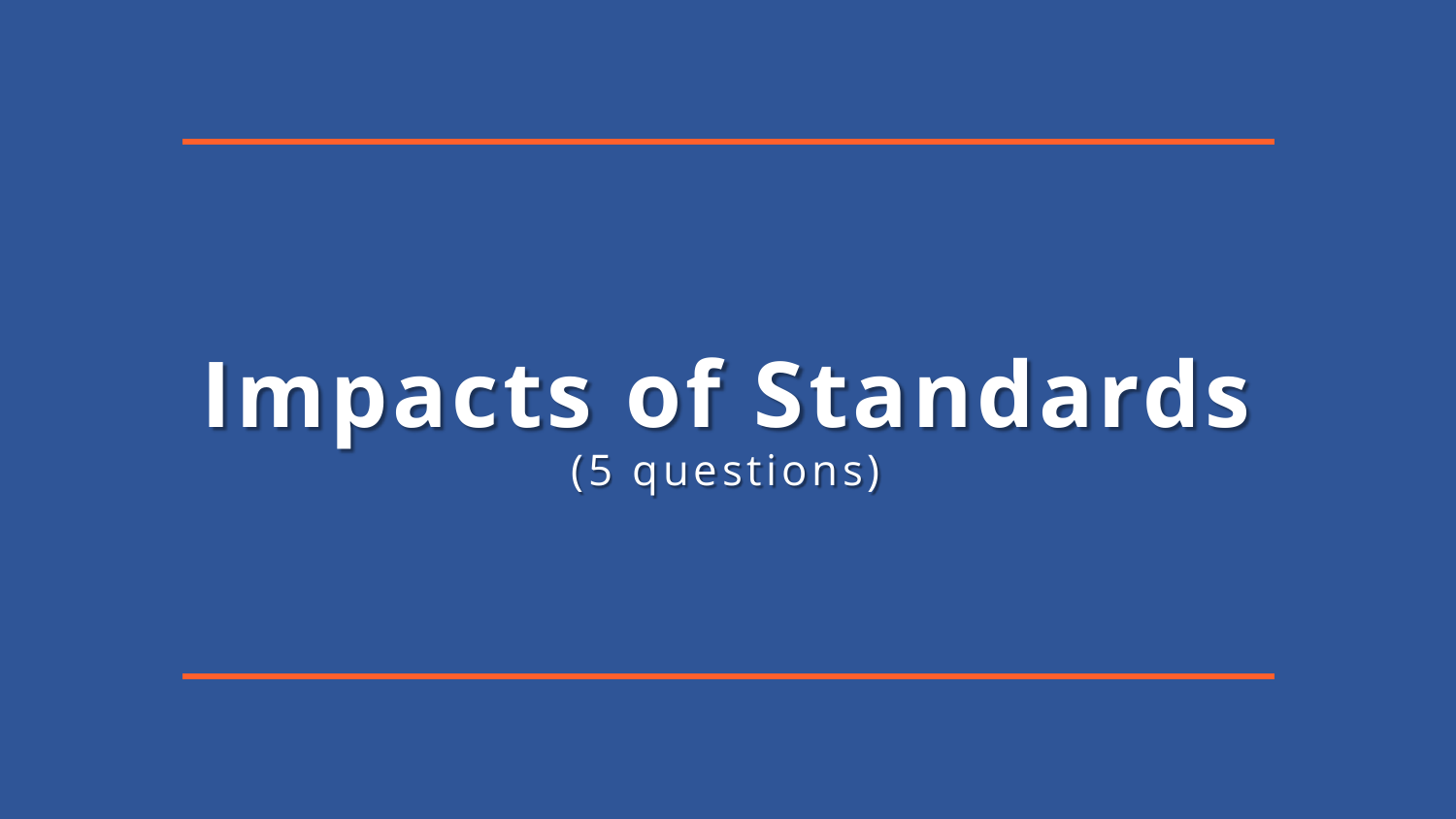# Impacts of Standards

(5 questions)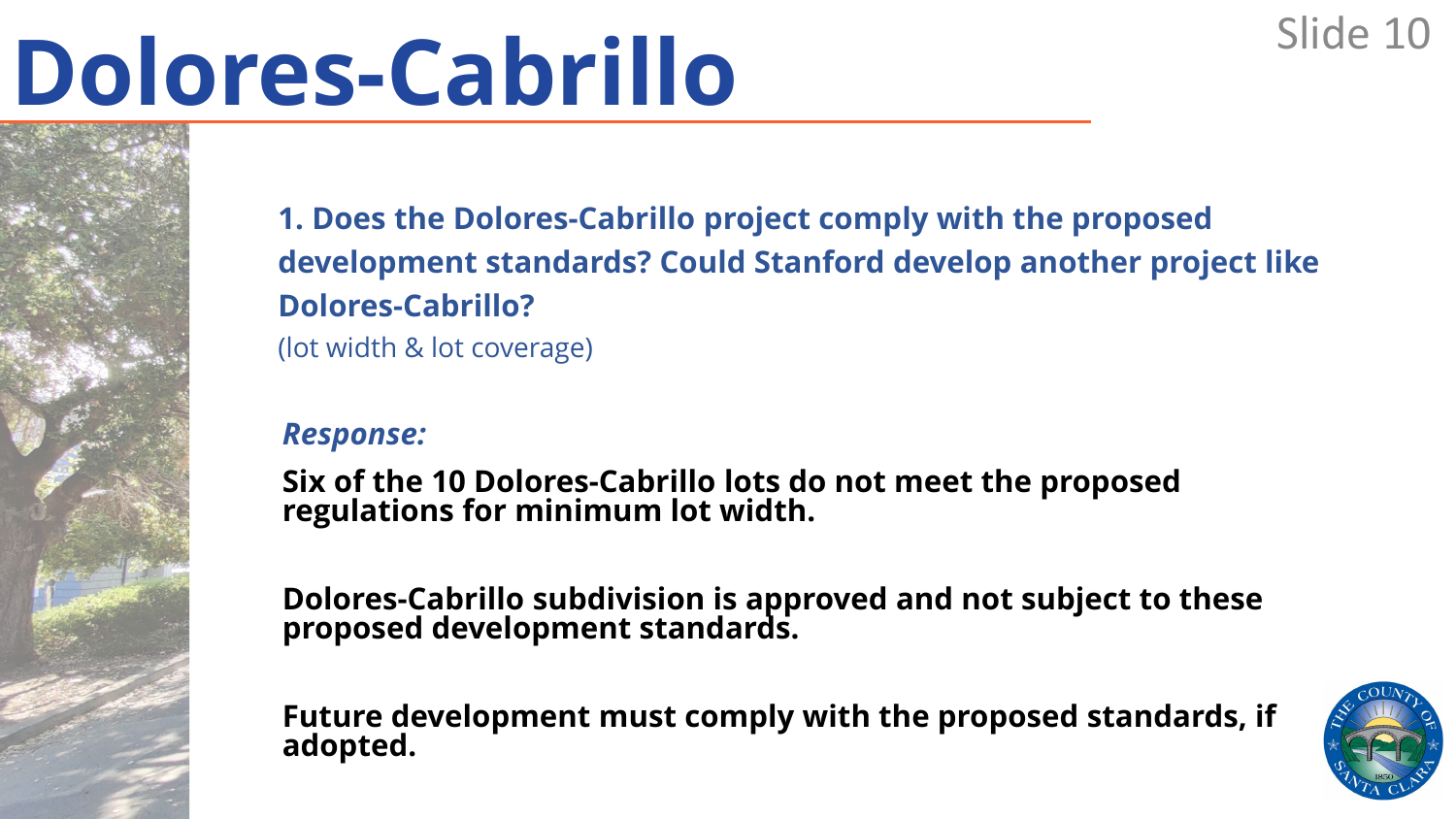# Dolores-Cabrillo

**1. Does the Dolores-Cabrillo project comply with the proposed development standards? Could Stanford develop another project like Dolores-Cabrillo?**

(lot width & lot coverage)

***Response:***

**Six of the 10 Dolores-Cabrillo lots do not meet the proposed regulations for minimum lot width.**

**Dolores-Cabrillo subdivision is approved and not subject to these proposed development standards.**

**Future development must comply with the proposed standards, if adopted.**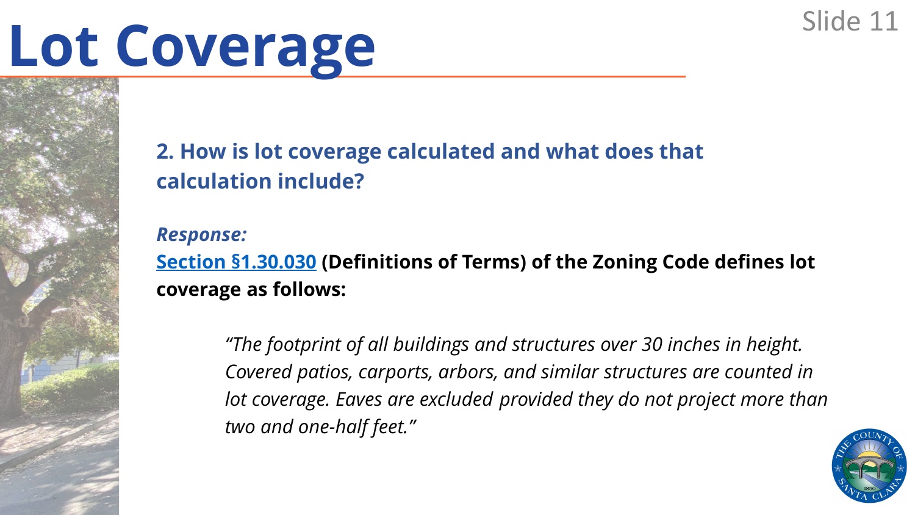# Lot Coverage

**2. How is lot coverage calculated and what does that calculation include?**

***Response:***

**Section §1.30.030 (Definitions of Terms) of the Zoning Code defines lot coverage as follows:**

> *"The footprint of all buildings and structures over 30 inches in height. Covered patios, carports, arbors, and similar structures are counted in lot coverage. Eaves are excluded provided they do not project more than two and one-half feet."*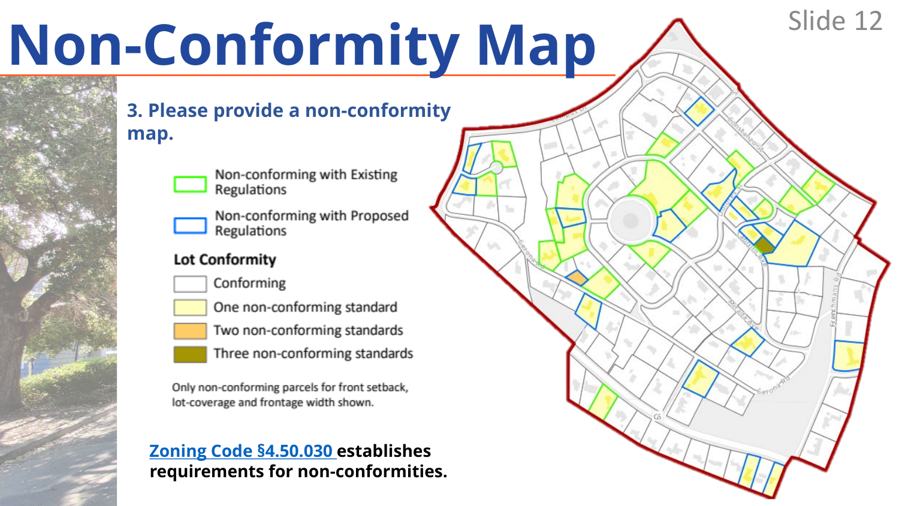# Non-Conformity Map

**3. Please provide a non-conformity map.**

- Non-conforming with Existing Regulations
- Non-conforming with Proposed Regulations

**Lot Conformity**

- Conforming
- One non-conforming standard
- Two non-conforming standards
- Three non-conforming standards

Only non-conforming parcels for front setback, lot-coverage and frontage width shown.

**Zoning Code §4.50.030 establishes requirements for non-conformities.**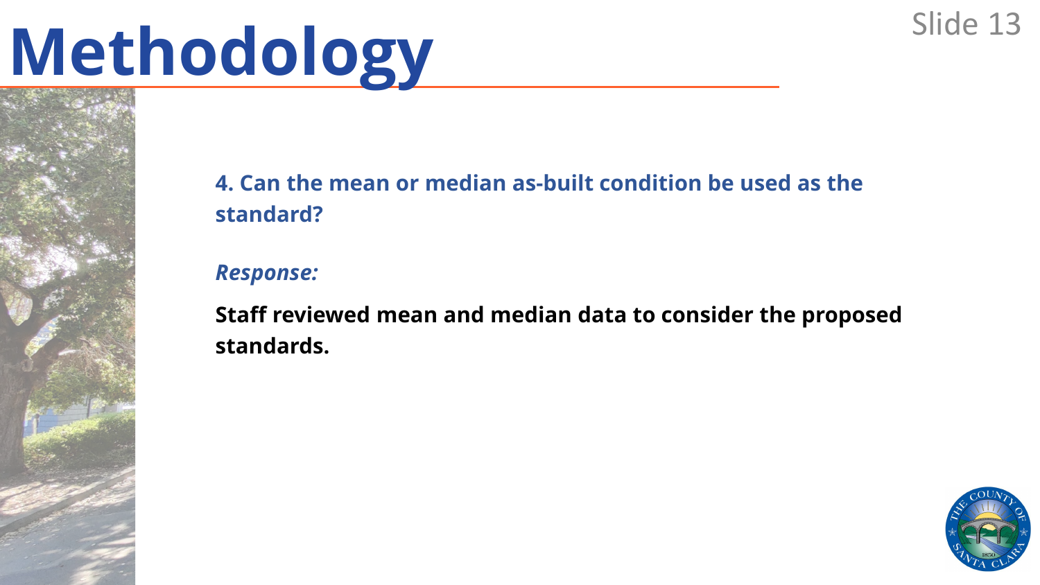# Methodology

**4. Can the mean or median as-built condition be used as the standard?**

***Response:***

**Staff reviewed mean and median data to consider the proposed standards.**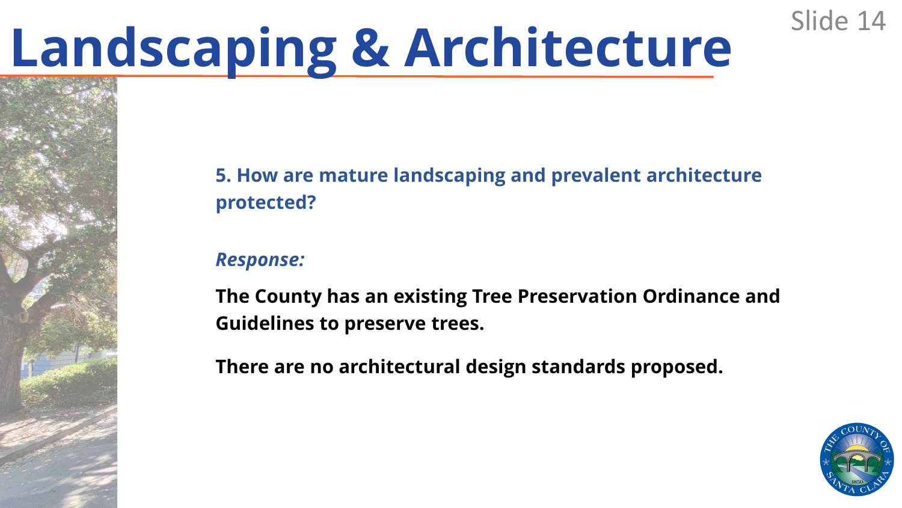# Landscaping & Architecture

**5. How are mature landscaping and prevalent architecture protected?**

***Response:***

**The County has an existing Tree Preservation Ordinance and Guidelines to preserve trees.**

**There are no architectural design standards proposed.**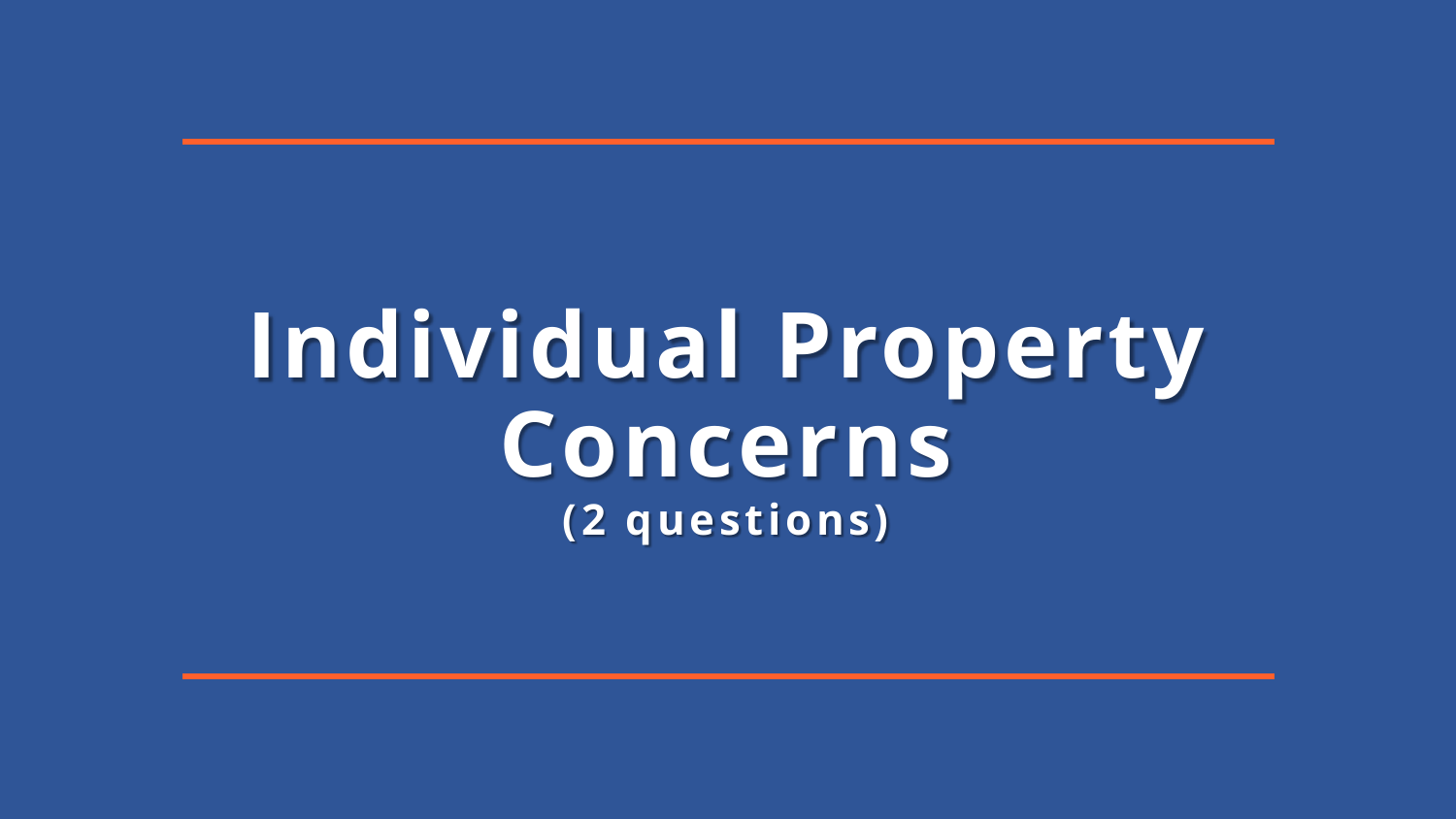# Individual Property Concerns

**(2 questions)**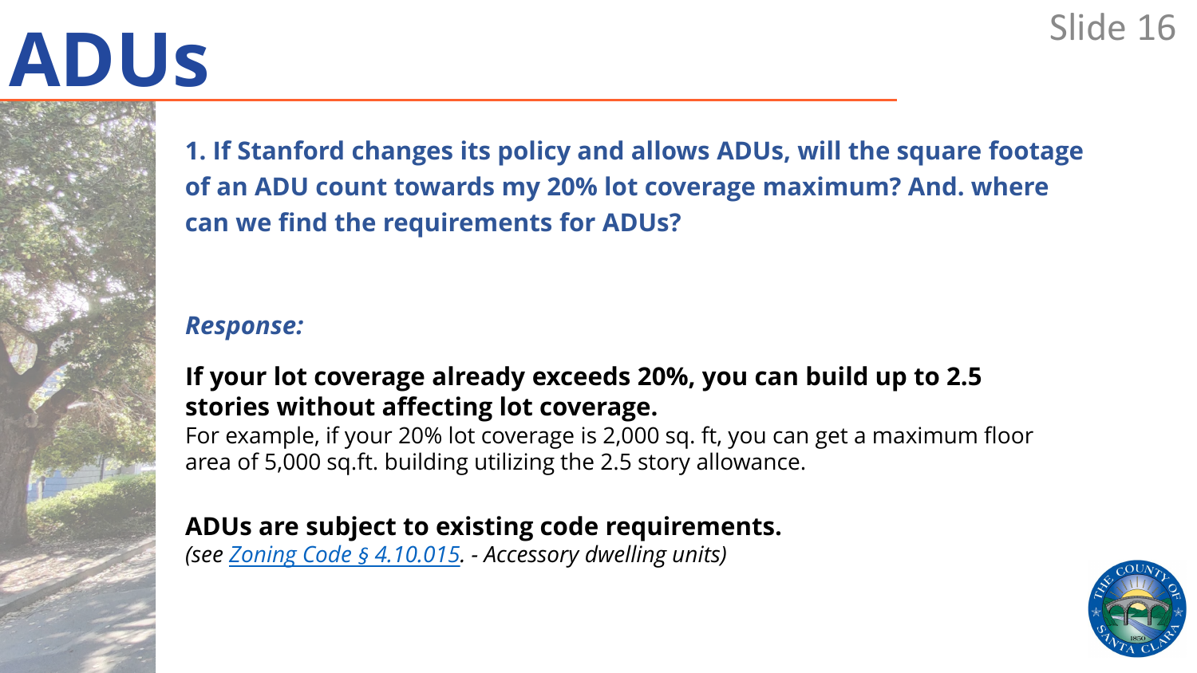# ADUs

**1. If Stanford changes its policy and allows ADUs, will the square footage of an ADU count towards my 20% lot coverage maximum? And. where can we find the requirements for ADUs?**

***Response:***

**If your lot coverage already exceeds 20%, you can build up to 2.5 stories without affecting lot coverage.**

For example, if your 20% lot coverage is 2,000 sq. ft, you can get a maximum floor area of 5,000 sq.ft. building utilizing the 2.5 story allowance.

**ADUs are subject to existing code requirements.**

*(see Zoning Code § 4.10.015. - Accessory dwelling units)*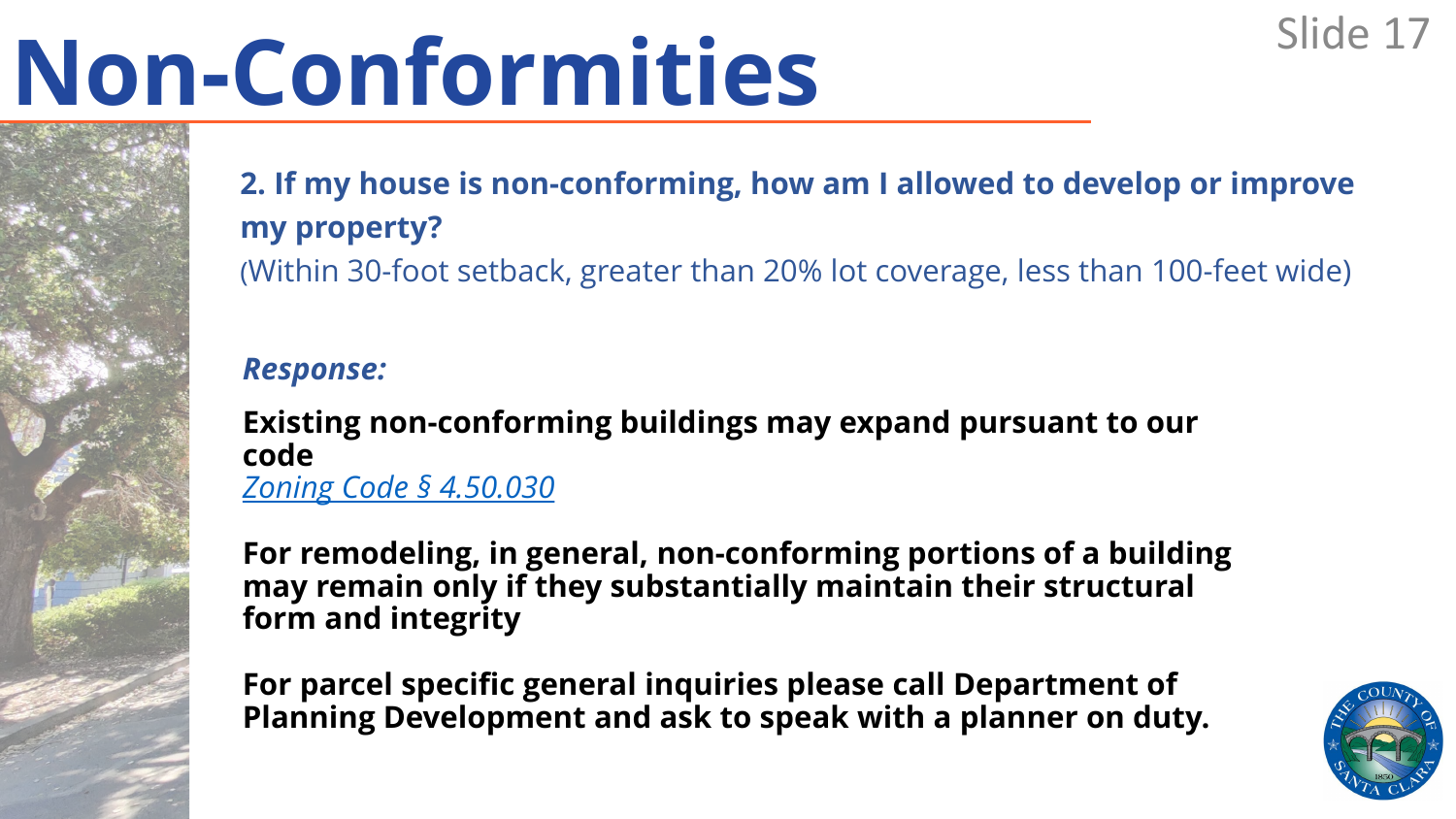# Non-Conformities

**2. If my house is non-conforming, how am I allowed to develop or improve my property?**

(Within 30-foot setback, greater than 20% lot coverage, less than 100-feet wide)

***Response:***

**Existing non-conforming buildings may expand pursuant to our code**
*Zoning Code § 4.50.030*

**For remodeling, in general, non-conforming portions of a building may remain only if they substantially maintain their structural form and integrity**

**For parcel specific general inquiries please call Department of Planning Development and ask to speak with a planner on duty.**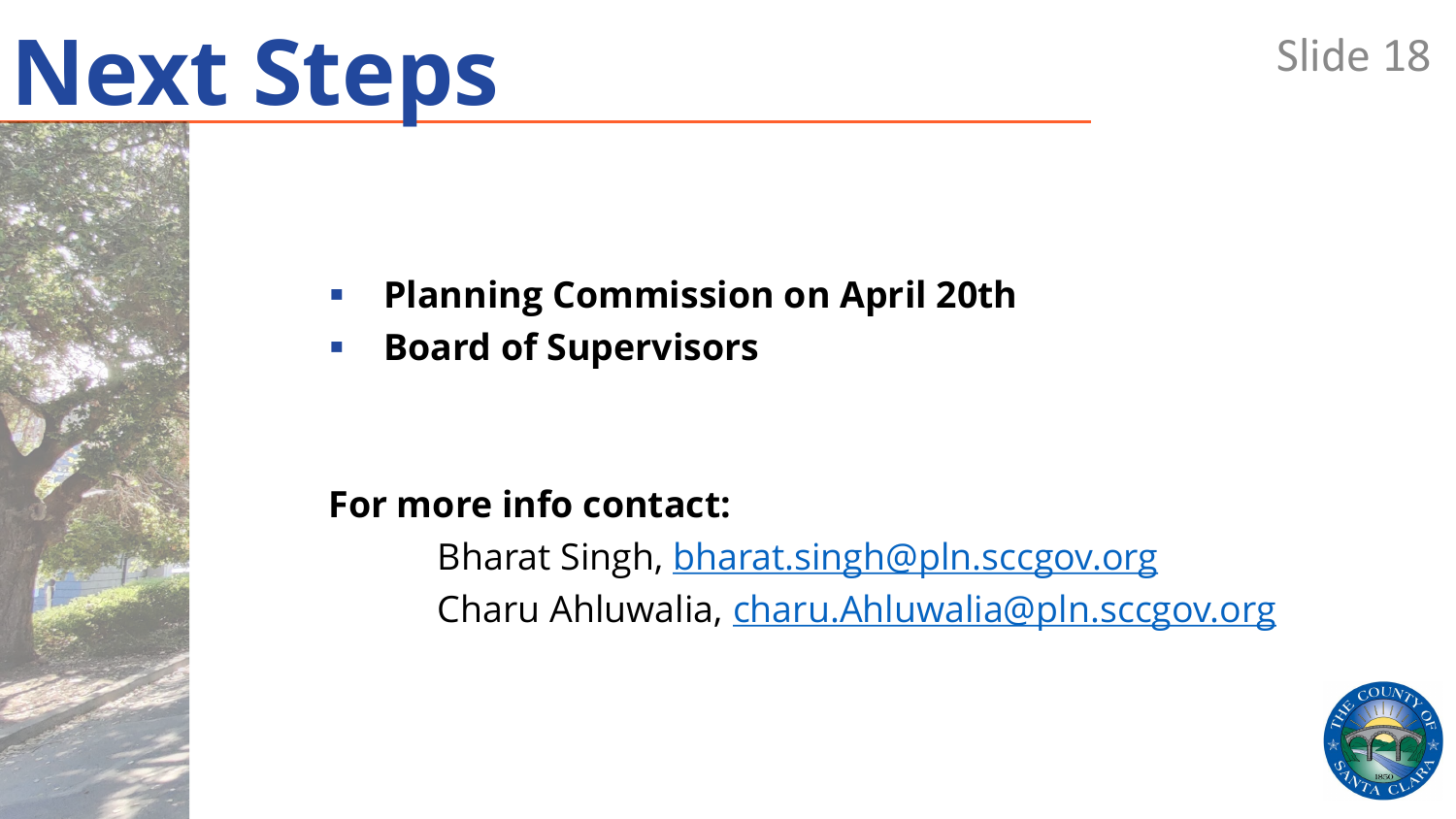# Next Steps

- **Planning Commission on April 20th**
- **Board of Supervisors**

**For more info contact:**

Bharat Singh, [bharat.singh@pln.sccgov.org](mailto:bharat.singh@pln.sccgov.org)

Charu Ahluwalia, [charu.Ahluwalia@pln.sccgov.org](mailto:charu.Ahluwalia@pln.sccgov.org)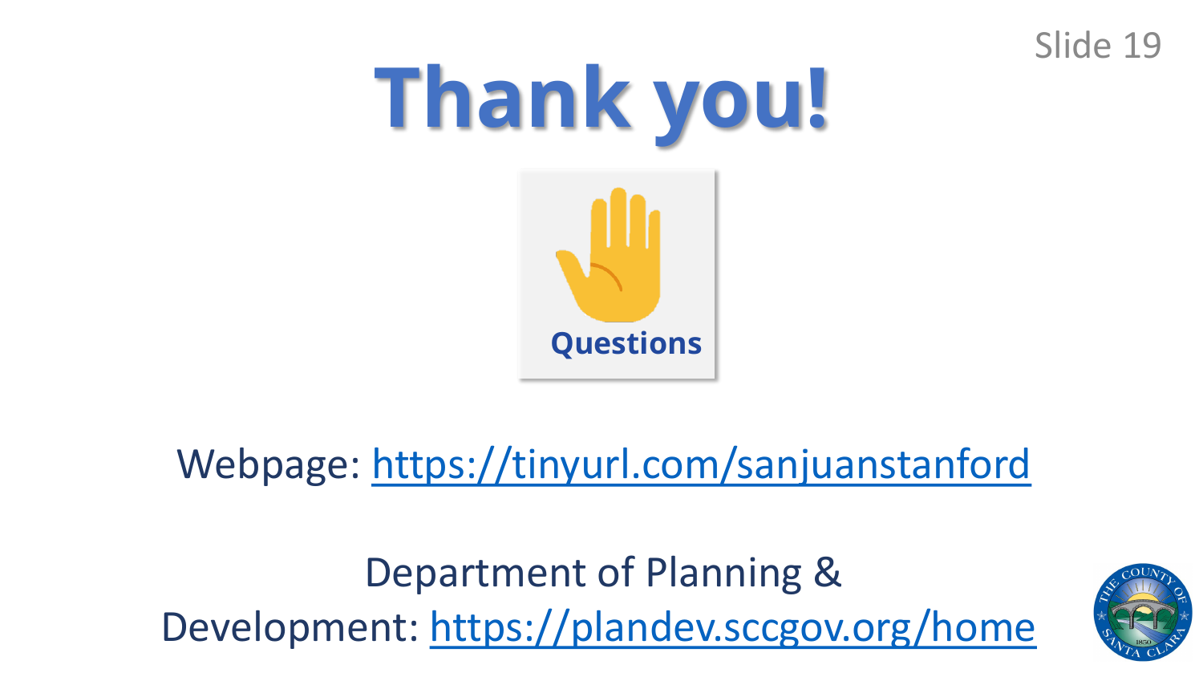# Thank you!

**Questions**

Webpage: https://tinyurl.com/sanjuanstanford

Department of Planning & Development: https://plandev.sccgov.org/home